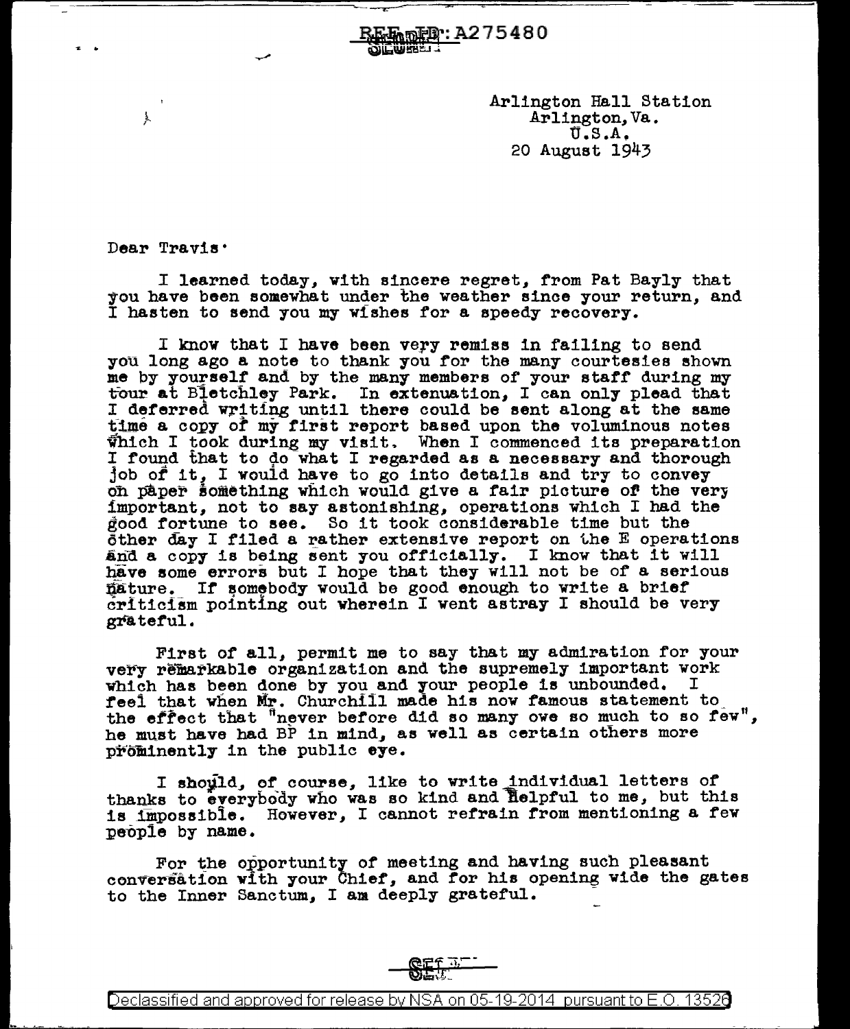REF ID: A275480

SECRET

Arlington Hall Station
Arlington, Va.
U.S.A.
20 August 1943

Dear Travis:

I learned today, with sincere regret, from Pat Bayly that you have been somewhat under the weather since your return, and I hasten to send you my wishes for a speedy recovery.

I know that I have been very remiss in failing to send you long ago a note to thank you for the many courtesies shown me by yourself and by the many members of your staff during my tour at Bletchley Park. In extenuation, I can only plead that I deferred writing until there could be sent along at the same time a copy of my first report based upon the voluminous notes which I took during my visit. When I commenced its preparation I found that to do what I regarded as a necessary and thorough job of it, I would have to go into details and try to convey on paper something which would give a fair picture of the very important, not to say astonishing, operations which I had the good fortune to see. So it took considerable time but the other day I filed a rather extensive report on the E operations and a copy is being sent you officially. I know that it will have some errors but I hope that they will not be of a serious nature. If somebody would be good enough to write a brief criticism pointing out wherein I went astray I should be very grateful.

First of all, permit me to say that my admiration for your very remarkable organization and the supremely important work which has been done by you and your people is unbounded. I feel that when Mr. Churchill made his now famous statement to the effect that "never before did so many owe so much to so few", he must have had BP in mind, as well as certain others more prominently in the public eye.

I should, of course, like to write individual letters of thanks to everybody who was so kind and helpful to me, but this is impossible. However, I cannot refrain from mentioning a few people by name.

For the opportunity of meeting and having such pleasant conversation with your Chief, and for his opening wide the gates to the Inner Sanctum, I am deeply grateful.

SECRET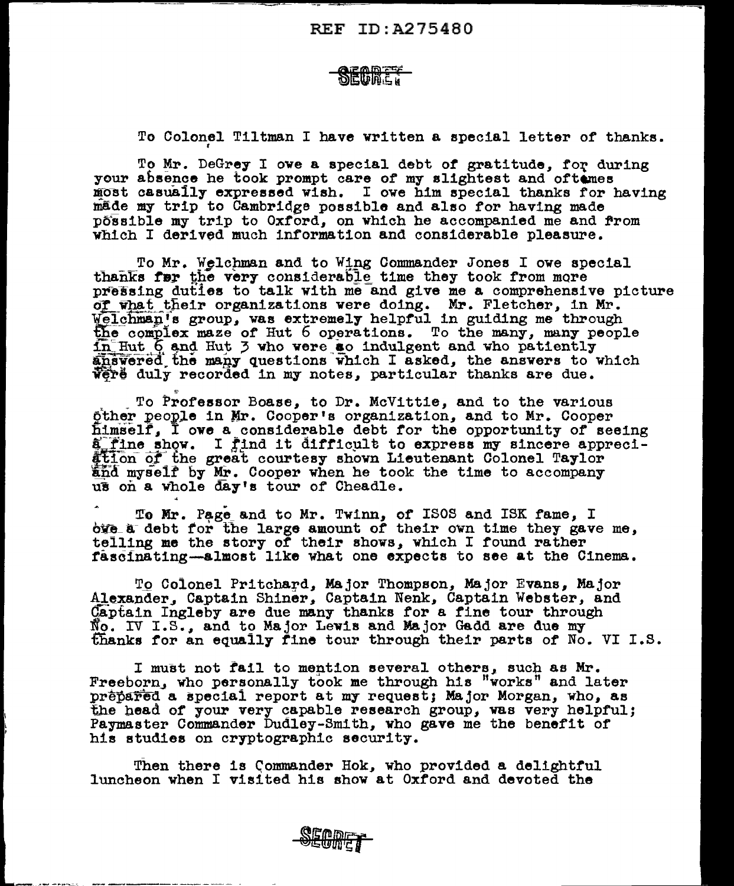To Colonel Tiltman I have written a special letter of thanks.

To Mr. DeGrey I owe a special debt of gratitude, for during your absence he took prompt care of my slightest and oftimes most casually expressed wish. I owe him special thanks for having made my trip to Cambridge possible and also for having made possible my trip to Oxford, on which he accompanied me and from which I derived much information and considerable pleasure.

To Mr. Welchman and to Wing Commander Jones I owe special thanks for the very considerable time they took from more pressing duties to talk with me and give me a comprehensive picture of what their organizations were doing. Mr. Fletcher, in Mr. Welchman's group, was extremely helpful in guiding me through the complex maze of Hut 6 operations. To the many, many people in Hut 6 and Hut 3 who were so indulgent and who patiently answered the many questions which I asked, the answers to which were duly recorded in my notes, particular thanks are due.

To Professor Boase, to Dr. McVittie, and to the various other people in Mr. Cooper's organization, and to Mr. Cooper himself, I owe a considerable debt for the opportunity of seeing a fine show. I find it difficult to express my sincere appreciation of the great courtesy shown Lieutenant Colonel Taylor and myself by Mr. Cooper when he took the time to accompany us on a whole day's tour of Cheadle.

To Mr. Page and to Mr. Twinn, of ISOS and ISK fame, I owe a debt for the large amount of their own time they gave me, telling me the story of their shows, which I found rather fascinating—almost like what one expects to see at the Cinema.

To Colonel Pritchard, Major Thompson, Major Evans, Major Alexander, Captain Shiner, Captain Nenk, Captain Webster, and Captain Ingleby are due many thanks for a fine tour through No. IV I.S., and to Major Lewis and Major Gadd are due my thanks for an equally fine tour through their parts of No. VI I.S.

I must not fail to mention several others, such as Mr. Freeborn, who personally took me through his "works" and later prepared a special report at my request; Major Morgan, who, as the head of your very capable research group, was very helpful; Paymaster Commander Dudley-Smith, who gave me the benefit of his studies on cryptographic security.

Then there is Commander Hok, who provided a delightful luncheon when I visited his show at Oxford and devoted the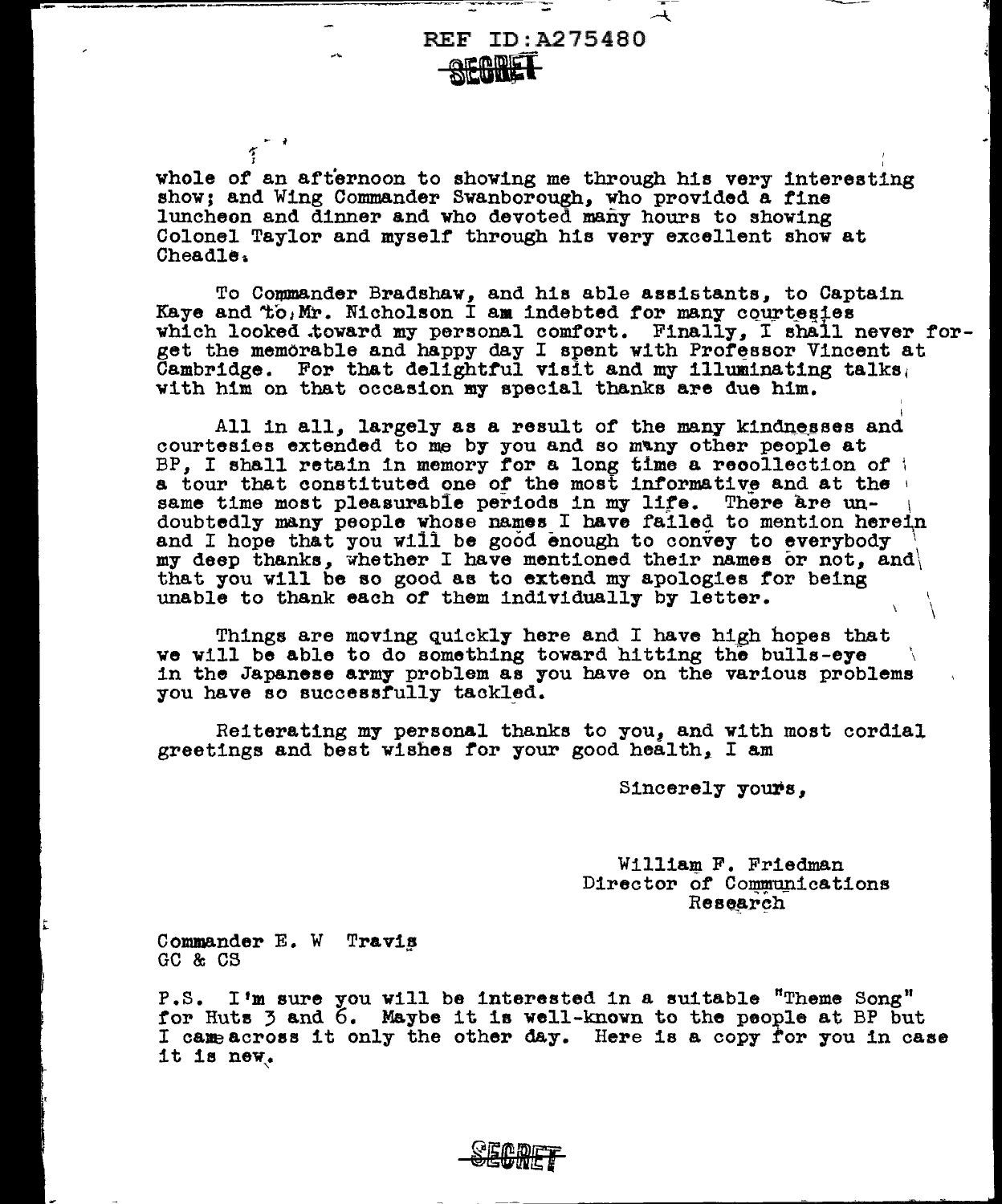whole of an afternoon to showing me through his very interesting show; and Wing Commander Swanborough, who provided a fine luncheon and dinner and who devoted many hours to showing Colonel Taylor and myself through his very excellent show at Cheadle.

To Commander Bradshaw, and his able assistants, to Captain Kaye and to Mr. Nicholson I am indebted for many courtesies which looked toward my personal comfort. Finally, I shall never forget the memorable and happy day I spent with Professor Vincent at Cambridge. For that delightful visit and my illuminating talks with him on that occasion my special thanks are due him.

All in all, largely as a result of the many kindnesses and courtesies extended to me by you and so many other people at BP, I shall retain in memory for a long time a recollection of a tour that constituted one of the most informative and at the same time most pleasurable periods in my life. There are undoubtedly many people whose names I have failed to mention herein and I hope that you will be good enough to convey to everybody my deep thanks, whether I have mentioned their names or not, and that you will be so good as to extend my apologies for being unable to thank each of them individually by letter.

Things are moving quickly here and I have high hopes that we will be able to do something toward hitting the bulls-eye in the Japanese army problem as you have on the various problems you have so successfully tackled.

Reiterating my personal thanks to you, and with most cordial greetings and best wishes for your good health, I am

Sincerely yours,

William F. Friedman
Director of Communications Research

Commander E. W Travis
GC & CS

P.S. I'm sure you will be interested in a suitable "Theme Song" for Huts 3 and 6. Maybe it is well-known to the people at BP but I came across it only the other day. Here is a copy for you in case it is new.